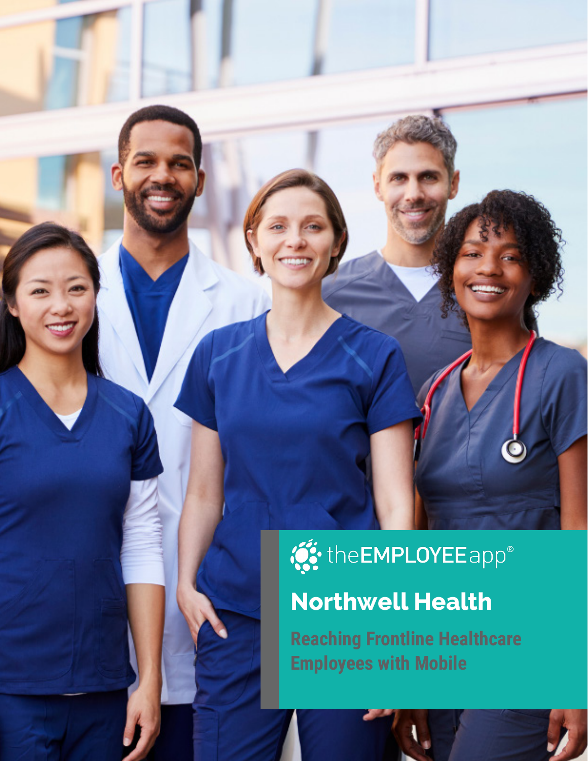theEMPLOYEEapp®

# Northwell Health

## Reaching Frontline Healthcare Employees with Mobile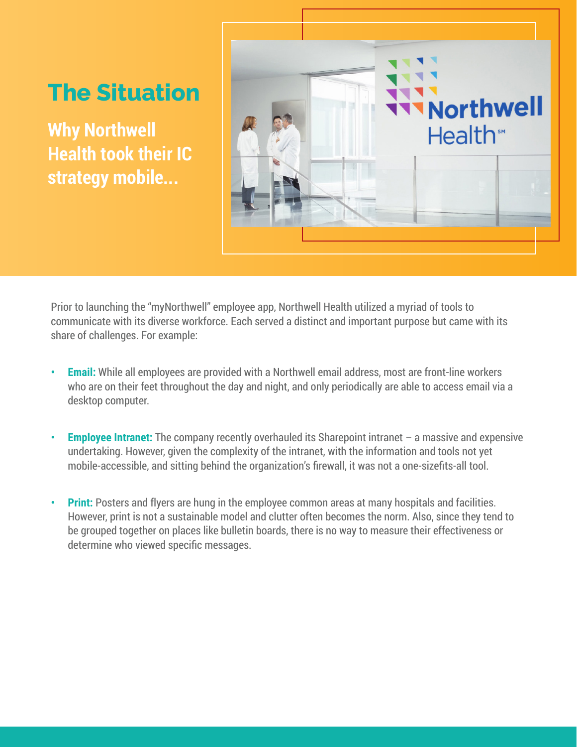# The Situation

## Why Northwell Health took their IC strategy mobile...

Prior to launching the "myNorthwell" employee app, Northwell Health utilized a myriad of tools to communicate with its diverse workforce. Each served a distinct and important purpose but came with its share of challenges. For example:

- **Email:** While all employees are provided with a Northwell email address, most are front-line workers who are on their feet throughout the day and night, and only periodically are able to access email via a desktop computer.
- **Employee Intranet:** The company recently overhauled its Sharepoint intranet – a massive and expensive undertaking. However, given the complexity of the intranet, with the information and tools not yet mobile-accessible, and sitting behind the organization's firewall, it was not a one-sizefits-all tool.
- **Print:** Posters and flyers are hung in the employee common areas at many hospitals and facilities. However, print is not a sustainable model and clutter often becomes the norm. Also, since they tend to be grouped together on places like bulletin boards, there is no way to measure their effectiveness or determine who viewed specific messages.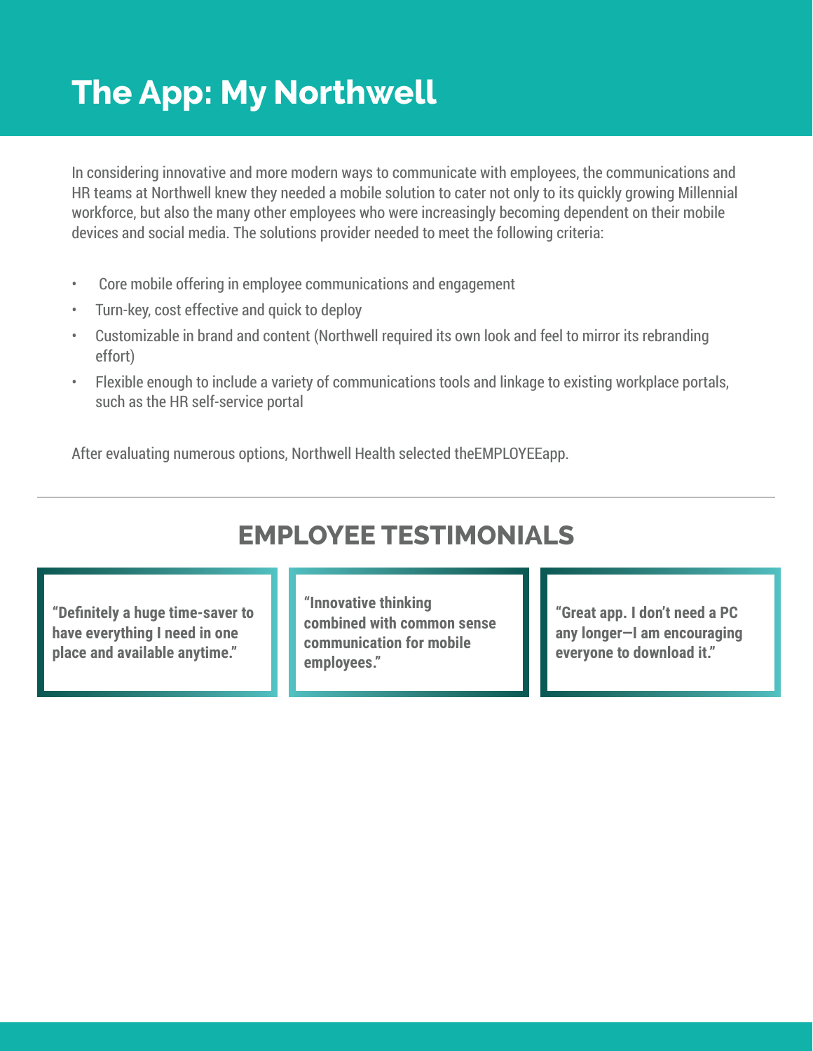# The App: My Northwell

In considering innovative and more modern ways to communicate with employees, the communications and HR teams at Northwell knew they needed a mobile solution to cater not only to its quickly growing Millennial workforce, but also the many other employees who were increasingly becoming dependent on their mobile devices and social media. The solutions provider needed to meet the following criteria:

- Core mobile offering in employee communications and engagement
- Turn-key, cost effective and quick to deploy
- Customizable in brand and content (Northwell required its own look and feel to mirror its rebranding effort)
- Flexible enough to include a variety of communications tools and linkage to existing workplace portals, such as the HR self-service portal

After evaluating numerous options, Northwell Health selected theEMPLOYEEapp.

---

## EMPLOYEE TESTIMONIALS

**"Definitely a huge time-saver to have everything I need in one place and available anytime."**

**"Innovative thinking combined with common sense communication for mobile employees."**

**"Great app. I don't need a PC any longer—I am encouraging everyone to download it."**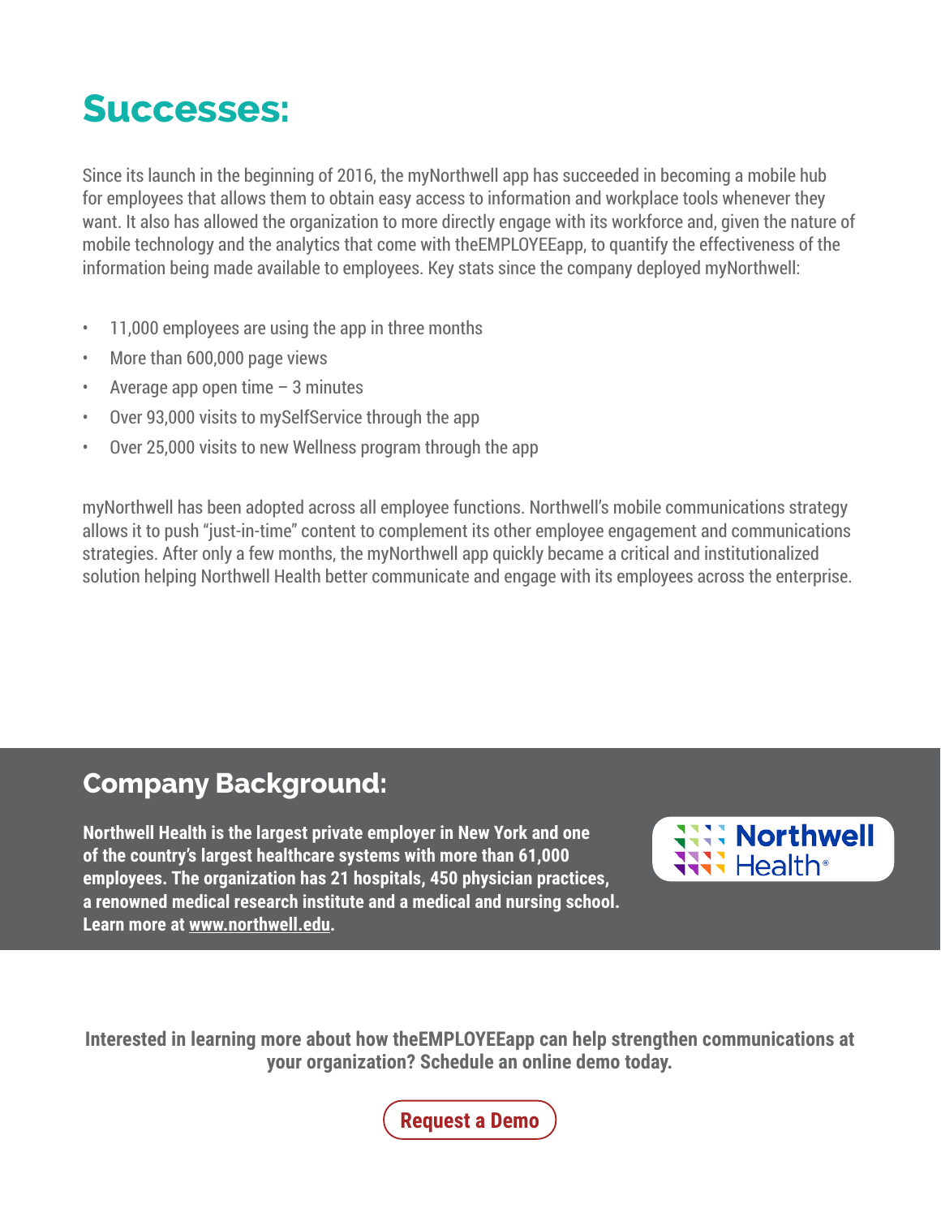# Successes:

Since its launch in the beginning of 2016, the myNorthwell app has succeeded in becoming a mobile hub for employees that allows them to obtain easy access to information and workplace tools whenever they want. It also has allowed the organization to more directly engage with its workforce and, given the nature of mobile technology and the analytics that come with theEMPLOYEEapp, to quantify the effectiveness of the information being made available to employees. Key stats since the company deployed myNorthwell:

- 11,000 employees are using the app in three months
- More than 600,000 page views
- Average app open time – 3 minutes
- Over 93,000 visits to mySelfService through the app
- Over 25,000 visits to new Wellness program through the app

myNorthwell has been adopted across all employee functions. Northwell's mobile communications strategy allows it to push "just-in-time" content to complement its other employee engagement and communications strategies. After only a few months, the myNorthwell app quickly became a critical and institutionalized solution helping Northwell Health better communicate and engage with its employees across the enterprise.

## Company Background:

**Northwell Health is the largest private employer in New York and one of the country's largest healthcare systems with more than 61,000 employees. The organization has 21 hospitals, 450 physician practices, a renowned medical research institute and a medical and nursing school. Learn more at www.northwell.edu.**

Northwell Health®

**Interested in learning more about how theEMPLOYEEapp can help strengthen communications at your organization? Schedule an online demo today.**

**Request a Demo**